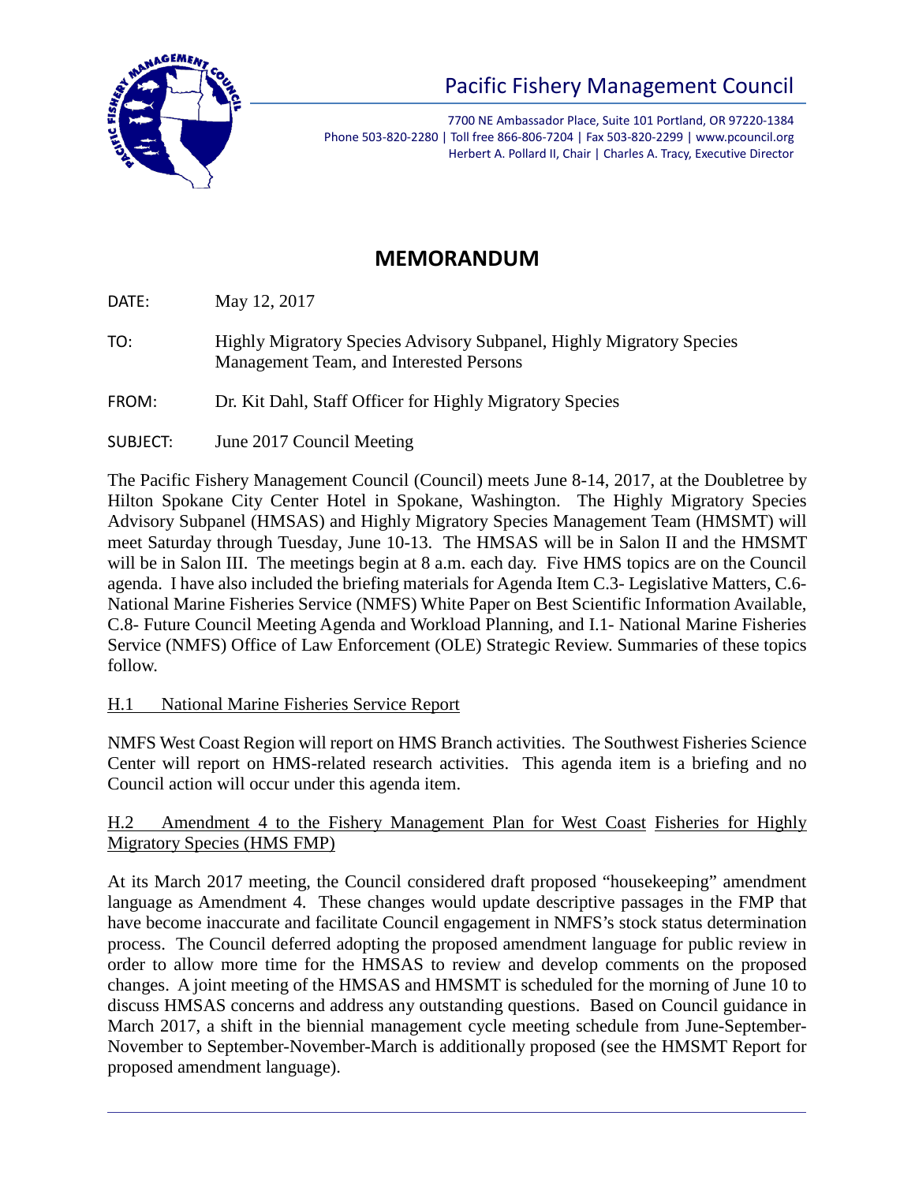# Pacific Fishery Management Council

7700 NE Ambassador Place, Suite 101 Portland, OR 97220-1384
Phone 503-820-2280 | Toll free 866-806-7204 | Fax 503-820-2299 | www.pcouncil.org
Herbert A. Pollard II, Chair | Charles A. Tracy, Executive Director

## MEMORANDUM

DATE: May 12, 2017

TO: Highly Migratory Species Advisory Subpanel, Highly Migratory Species Management Team, and Interested Persons

FROM: Dr. Kit Dahl, Staff Officer for Highly Migratory Species

SUBJECT: June 2017 Council Meeting

The Pacific Fishery Management Council (Council) meets June 8-14, 2017, at the Doubletree by Hilton Spokane City Center Hotel in Spokane, Washington. The Highly Migratory Species Advisory Subpanel (HMSAS) and Highly Migratory Species Management Team (HMSMT) will meet Saturday through Tuesday, June 10-13. The HMSAS will be in Salon II and the HMSMT will be in Salon III. The meetings begin at 8 a.m. each day. Five HMS topics are on the Council agenda. I have also included the briefing materials for Agenda Item C.3- Legislative Matters, C.6- National Marine Fisheries Service (NMFS) White Paper on Best Scientific Information Available, C.8- Future Council Meeting Agenda and Workload Planning, and I.1- National Marine Fisheries Service (NMFS) Office of Law Enforcement (OLE) Strategic Review. Summaries of these topics follow.

H.1 National Marine Fisheries Service Report

NMFS West Coast Region will report on HMS Branch activities. The Southwest Fisheries Science Center will report on HMS-related research activities. This agenda item is a briefing and no Council action will occur under this agenda item.

H.2 Amendment 4 to the Fishery Management Plan for West Coast Fisheries for Highly Migratory Species (HMS FMP)

At its March 2017 meeting, the Council considered draft proposed "housekeeping" amendment language as Amendment 4. These changes would update descriptive passages in the FMP that have become inaccurate and facilitate Council engagement in NMFS's stock status determination process. The Council deferred adopting the proposed amendment language for public review in order to allow more time for the HMSAS to review and develop comments on the proposed changes. A joint meeting of the HMSAS and HMSMT is scheduled for the morning of June 10 to discuss HMSAS concerns and address any outstanding questions. Based on Council guidance in March 2017, a shift in the biennial management cycle meeting schedule from June-September-November to September-November-March is additionally proposed (see the HMSMT Report for proposed amendment language).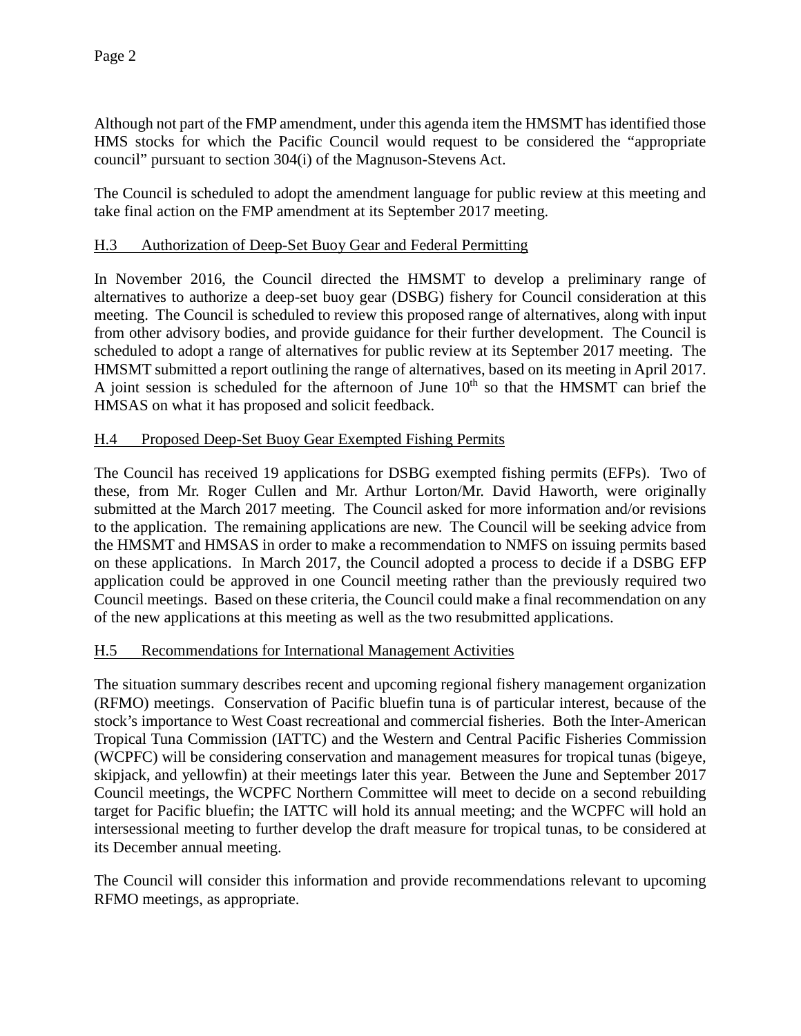Although not part of the FMP amendment, under this agenda item the HMSMT has identified those HMS stocks for which the Pacific Council would request to be considered the "appropriate council" pursuant to section 304(i) of the Magnuson-Stevens Act.

The Council is scheduled to adopt the amendment language for public review at this meeting and take final action on the FMP amendment at its September 2017 meeting.

## H.3 Authorization of Deep-Set Buoy Gear and Federal Permitting

In November 2016, the Council directed the HMSMT to develop a preliminary range of alternatives to authorize a deep-set buoy gear (DSBG) fishery for Council consideration at this meeting. The Council is scheduled to review this proposed range of alternatives, along with input from other advisory bodies, and provide guidance for their further development. The Council is scheduled to adopt a range of alternatives for public review at its September 2017 meeting. The HMSMT submitted a report outlining the range of alternatives, based on its meeting in April 2017. A joint session is scheduled for the afternoon of June 10th so that the HMSMT can brief the HMSAS on what it has proposed and solicit feedback.

## H.4 Proposed Deep-Set Buoy Gear Exempted Fishing Permits

The Council has received 19 applications for DSBG exempted fishing permits (EFPs). Two of these, from Mr. Roger Cullen and Mr. Arthur Lorton/Mr. David Haworth, were originally submitted at the March 2017 meeting. The Council asked for more information and/or revisions to the application. The remaining applications are new. The Council will be seeking advice from the HMSMT and HMSAS in order to make a recommendation to NMFS on issuing permits based on these applications. In March 2017, the Council adopted a process to decide if a DSBG EFP application could be approved in one Council meeting rather than the previously required two Council meetings. Based on these criteria, the Council could make a final recommendation on any of the new applications at this meeting as well as the two resubmitted applications.

## H.5 Recommendations for International Management Activities

The situation summary describes recent and upcoming regional fishery management organization (RFMO) meetings. Conservation of Pacific bluefin tuna is of particular interest, because of the stock's importance to West Coast recreational and commercial fisheries. Both the Inter-American Tropical Tuna Commission (IATTC) and the Western and Central Pacific Fisheries Commission (WCPFC) will be considering conservation and management measures for tropical tunas (bigeye, skipjack, and yellowfin) at their meetings later this year. Between the June and September 2017 Council meetings, the WCPFC Northern Committee will meet to decide on a second rebuilding target for Pacific bluefin; the IATTC will hold its annual meeting; and the WCPFC will hold an intersessional meeting to further develop the draft measure for tropical tunas, to be considered at its December annual meeting.

The Council will consider this information and provide recommendations relevant to upcoming RFMO meetings, as appropriate.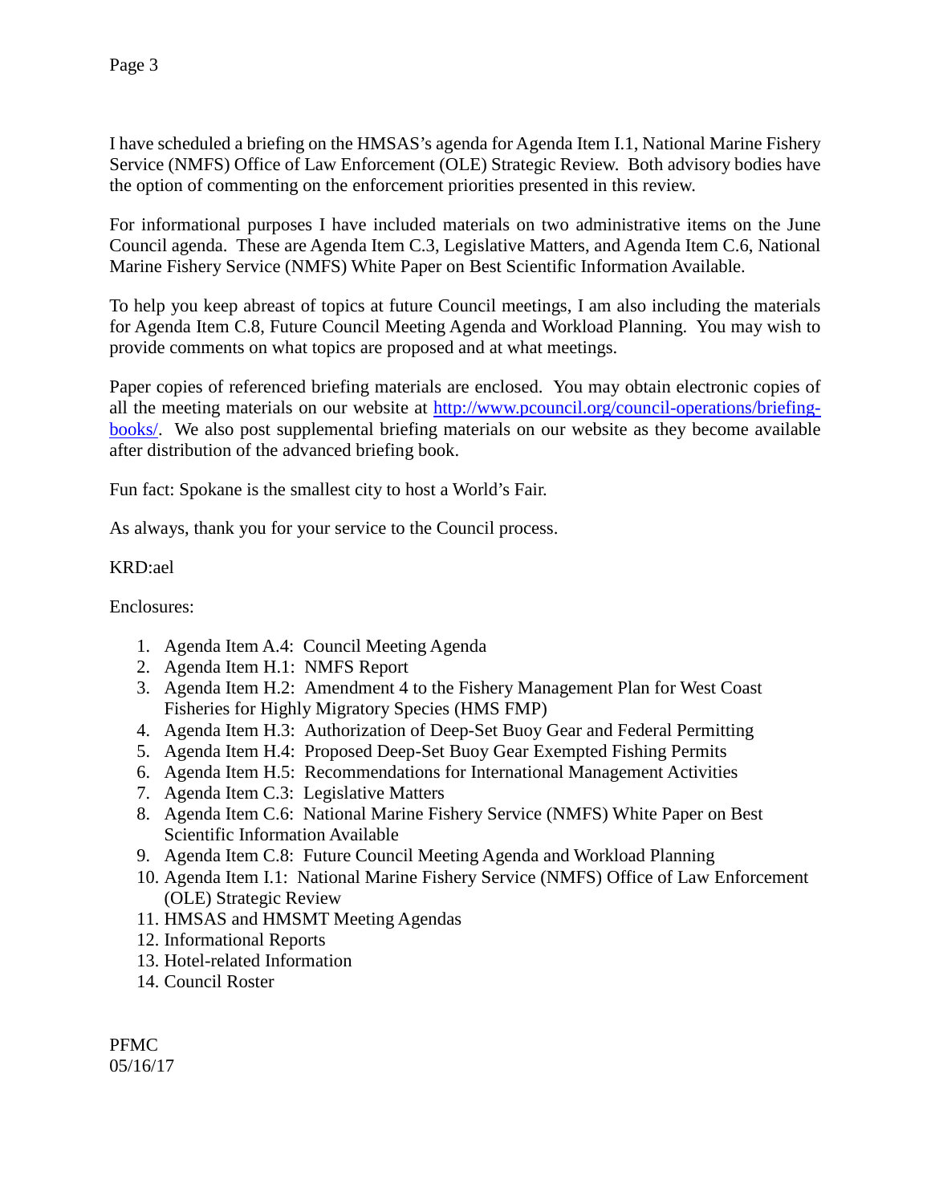I have scheduled a briefing on the HMSAS's agenda for Agenda Item I.1, National Marine Fishery Service (NMFS) Office of Law Enforcement (OLE) Strategic Review. Both advisory bodies have the option of commenting on the enforcement priorities presented in this review.

For informational purposes I have included materials on two administrative items on the June Council agenda. These are Agenda Item C.3, Legislative Matters, and Agenda Item C.6, National Marine Fishery Service (NMFS) White Paper on Best Scientific Information Available.

To help you keep abreast of topics at future Council meetings, I am also including the materials for Agenda Item C.8, Future Council Meeting Agenda and Workload Planning. You may wish to provide comments on what topics are proposed and at what meetings.

Paper copies of referenced briefing materials are enclosed. You may obtain electronic copies of all the meeting materials on our website at [http://www.pcouncil.org/council-operations/briefing-books/](http://www.pcouncil.org/council-operations/briefing-books/). We also post supplemental briefing materials on our website as they become available after distribution of the advanced briefing book.

Fun fact: Spokane is the smallest city to host a World's Fair.

As always, thank you for your service to the Council process.

KRD:ael

Enclosures:

1. Agenda Item A.4: Council Meeting Agenda
2. Agenda Item H.1: NMFS Report
3. Agenda Item H.2: Amendment 4 to the Fishery Management Plan for West Coast Fisheries for Highly Migratory Species (HMS FMP)
4. Agenda Item H.3: Authorization of Deep-Set Buoy Gear and Federal Permitting
5. Agenda Item H.4: Proposed Deep-Set Buoy Gear Exempted Fishing Permits
6. Agenda Item H.5: Recommendations for International Management Activities
7. Agenda Item C.3: Legislative Matters
8. Agenda Item C.6: National Marine Fishery Service (NMFS) White Paper on Best Scientific Information Available
9. Agenda Item C.8: Future Council Meeting Agenda and Workload Planning
10. Agenda Item I.1: National Marine Fishery Service (NMFS) Office of Law Enforcement (OLE) Strategic Review
11. HMSAS and HMSMT Meeting Agendas
12. Informational Reports
13. Hotel-related Information
14. Council Roster

PFMC
05/16/17